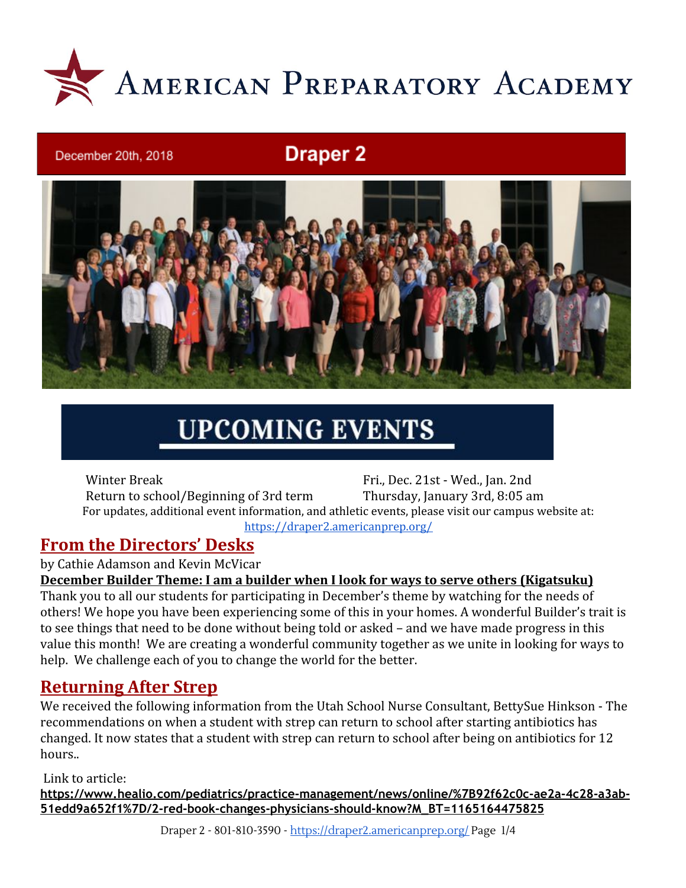# American Preparatory Academy

December 20th, 2018

## Draper 2

## UPCOMING EVENTS

| | |
|---|---|
| Winter Break | Fri., Dec. 21st - Wed., Jan. 2nd |
| Return to school/Beginning of 3rd term | Thursday, January 3rd, 8:05 am |

For updates, additional event information, and athletic events, please visit our campus website at: https://draper2.americanprep.org/

## From the Directors' Desks

by Cathie Adamson and Kevin McVicar

**December Builder Theme: I am a builder when I look for ways to serve others (Kigatsuku)**

Thank you to all our students for participating in December's theme by watching for the needs of others! We hope you have been experiencing some of this in your homes. A wonderful Builder's trait is to see things that need to be done without being told or asked – and we have made progress in this value this month! We are creating a wonderful community together as we unite in looking for ways to help. We challenge each of you to change the world for the better.

## Returning After Strep

We received the following information from the Utah School Nurse Consultant, BettySue Hinkson - The recommendations on when a student with strep can return to school after starting antibiotics has changed. It now states that a student with strep can return to school after being on antibiotics for 12 hours..

Link to article:
**https://www.healio.com/pediatrics/practice-management/news/online/%7B92f62c0c-ae2a-4c28-a3ab-51edd9a652f1%7D/2-red-book-changes-physicians-should-know?M_BT=1165164475825**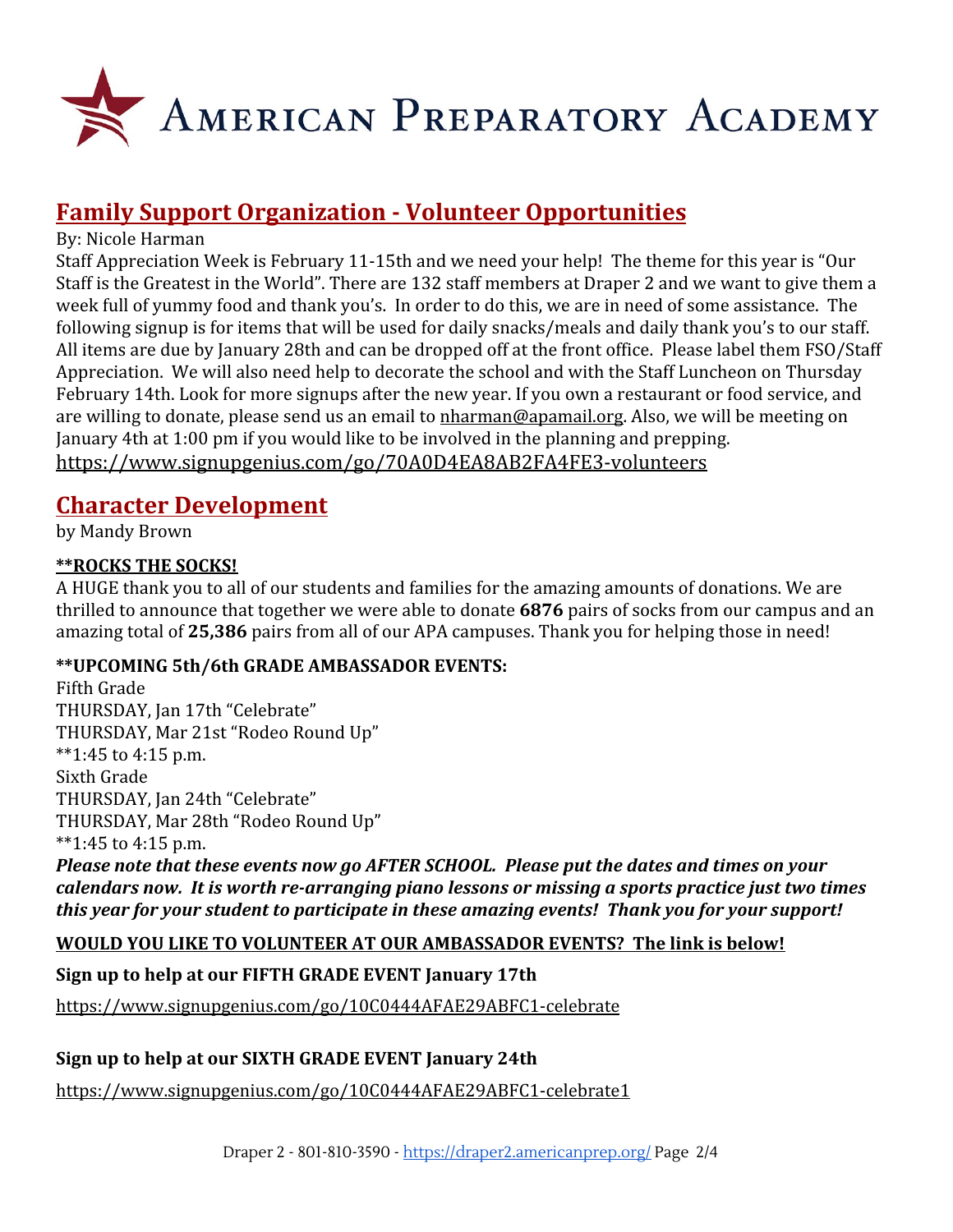# American Preparatory Academy

## Family Support Organization - Volunteer Opportunities

By: Nicole Harman

Staff Appreciation Week is February 11-15th and we need your help! The theme for this year is "Our Staff is the Greatest in the World". There are 132 staff members at Draper 2 and we want to give them a week full of yummy food and thank you's. In order to do this, we are in need of some assistance. The following signup is for items that will be used for daily snacks/meals and daily thank you's to our staff. All items are due by January 28th and can be dropped off at the front office. Please label them FSO/Staff Appreciation. We will also need help to decorate the school and with the Staff Luncheon on Thursday February 14th. Look for more signups after the new year. If you own a restaurant or food service, and are willing to donate, please send us an email to nharman@apamail.org. Also, we will be meeting on January 4th at 1:00 pm if you would like to be involved in the planning and prepping.
https://www.signupgenius.com/go/70A0D4EA8AB2FA4FE3-volunteers

## Character Development

by Mandy Brown

**\*\*ROCKS THE SOCKS!**

A HUGE thank you to all of our students and families for the amazing amounts of donations. We are thrilled to announce that together we were able to donate **6876** pairs of socks from our campus and an amazing total of **25,386** pairs from all of our APA campuses. Thank you for helping those in need!

**\*\*UPCOMING 5th/6th GRADE AMBASSADOR EVENTS:**

Fifth Grade
THURSDAY, Jan 17th "Celebrate"
THURSDAY, Mar 21st "Rodeo Round Up"
\*\*1:45 to 4:15 p.m.
Sixth Grade
THURSDAY, Jan 24th "Celebrate"
THURSDAY, Mar 28th "Rodeo Round Up"
\*\*1:45 to 4:15 p.m.

***Please note that these events now go AFTER SCHOOL. Please put the dates and times on your calendars now. It is worth re-arranging piano lessons or missing a sports practice just two times this year for your student to participate in these amazing events! Thank you for your support!***

**WOULD YOU LIKE TO VOLUNTEER AT OUR AMBASSADOR EVENTS? The link is below!**

**Sign up to help at our FIFTH GRADE EVENT January 17th**

https://www.signupgenius.com/go/10C0444AFAE29ABFC1-celebrate

**Sign up to help at our SIXTH GRADE EVENT January 24th**

https://www.signupgenius.com/go/10C0444AFAE29ABFC1-celebrate1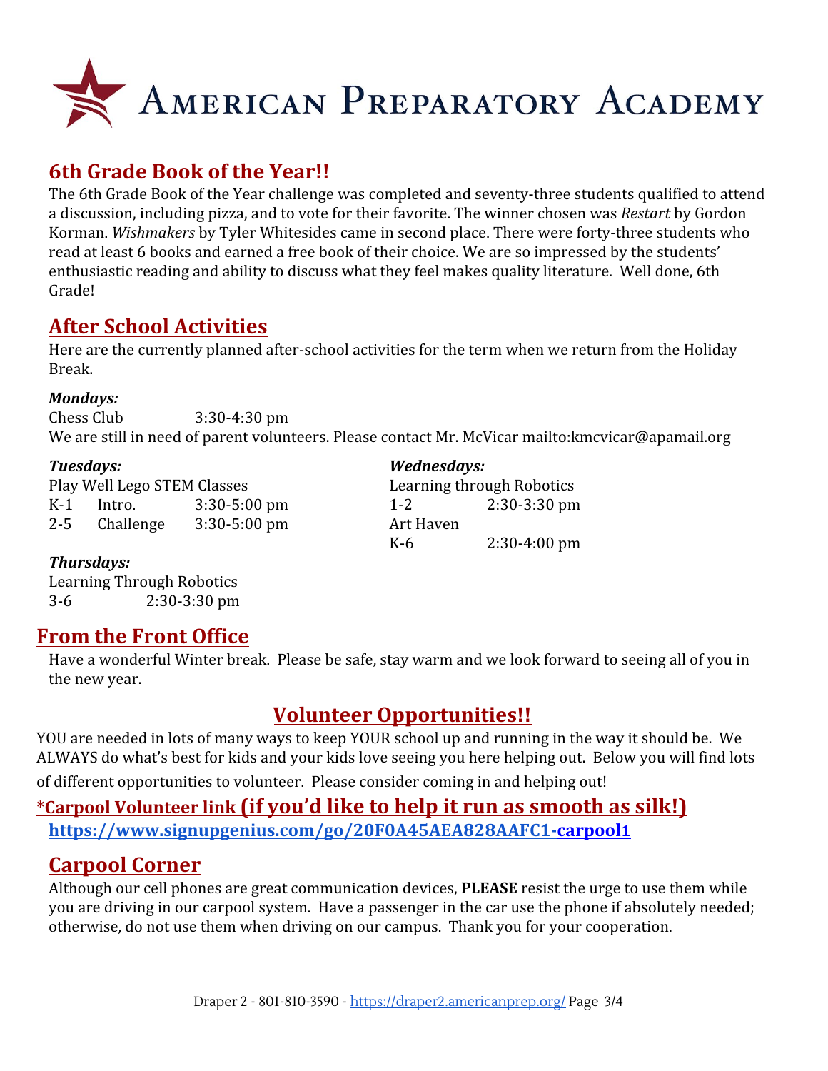# American Preparatory Academy

## 6th Grade Book of the Year!!

The 6th Grade Book of the Year challenge was completed and seventy-three students qualified to attend a discussion, including pizza, and to vote for their favorite. The winner chosen was *Restart* by Gordon Korman. *Wishmakers* by Tyler Whitesides came in second place. There were forty-three students who read at least 6 books and earned a free book of their choice. We are so impressed by the students' enthusiastic reading and ability to discuss what they feel makes quality literature. Well done, 6th Grade!

## After School Activities

Here are the currently planned after-school activities for the term when we return from the Holiday Break.

***Mondays:***

Chess Club 3:30-4:30 pm

We are still in need of parent volunteers. Please contact Mr. McVicar mailto:kmcvicar@apamail.org

***Tuesdays:***

Play Well Lego STEM Classes

| | | |
|---|---|---|
| K-1 | Intro. | 3:30-5:00 pm |
| 2-5 | Challenge | 3:30-5:00 pm |

***Wednesdays:***

Learning through Robotics

| | |
|---|---|
| 1-2 | 2:30-3:30 pm |

Art Haven

| | |
|---|---|
| K-6 | 2:30-4:00 pm |

***Thursdays:***

Learning Through Robotics

| | |
|---|---|
| 3-6 | 2:30-3:30 pm |

## From the Front Office

Have a wonderful Winter break. Please be safe, stay warm and we look forward to seeing all of you in the new year.

## Volunteer Opportunities!!

YOU are needed in lots of many ways to keep YOUR school up and running in the way it should be. We ALWAYS do what's best for kids and your kids love seeing you here helping out. Below you will find lots of different opportunities to volunteer. Please consider coming in and helping out!

**\*Carpool Volunteer link (if you'd like to help it run as smooth as silk!)**

**https://www.signupgenius.com/go/20F0A45AEA828AAFC1-carpool1**

## Carpool Corner

Although our cell phones are great communication devices, **PLEASE** resist the urge to use them while you are driving in our carpool system. Have a passenger in the car use the phone if absolutely needed; otherwise, do not use them when driving on our campus. Thank you for your cooperation.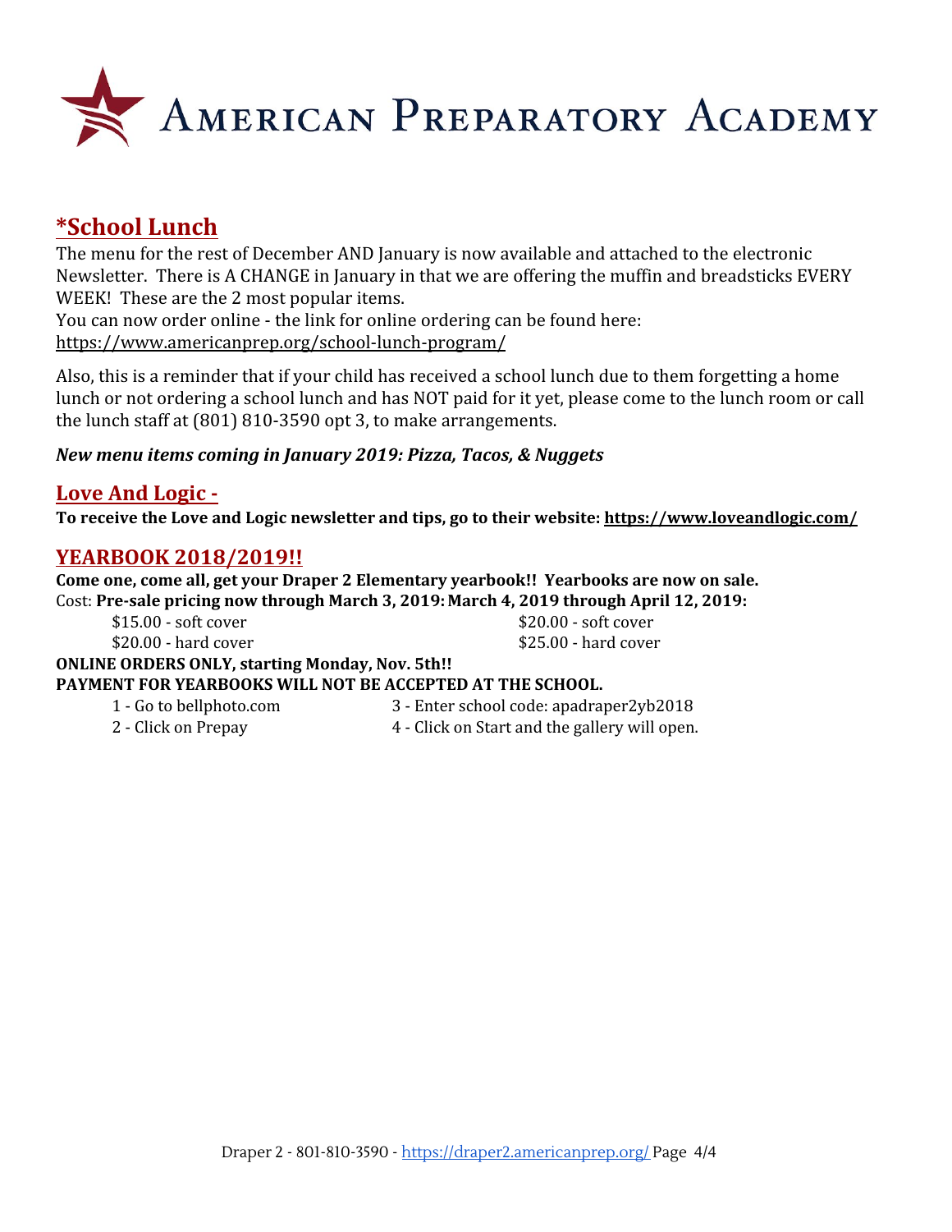# American Preparatory Academy

## *School Lunch

The menu for the rest of December AND January is now available and attached to the electronic Newsletter. There is A CHANGE in January in that we are offering the muffin and breadsticks EVERY WEEK! These are the 2 most popular items.
You can now order online - the link for online ordering can be found here:
https://www.americanprep.org/school-lunch-program/

Also, this is a reminder that if your child has received a school lunch due to them forgetting a home lunch or not ordering a school lunch and has NOT paid for it yet, please come to the lunch room or call the lunch staff at (801) 810-3590 opt 3, to make arrangements.

***New menu items coming in January 2019: Pizza, Tacos, & Nuggets***

## Love And Logic -

**To receive the Love and Logic newsletter and tips, go to their website: https://www.loveandlogic.com/**

## YEARBOOK 2018/2019!!

**Come one, come all, get your Draper 2 Elementary yearbook!! Yearbooks are now on sale.**

Cost: **Pre-sale pricing now through March 3, 2019:**
- $15.00 - soft cover
- $20.00 - hard cover

**March 4, 2019 through April 12, 2019:**
- $20.00 - soft cover
- $25.00 - hard cover

**ONLINE ORDERS ONLY, starting Monday, Nov. 5th!!**
**PAYMENT FOR YEARBOOKS WILL NOT BE ACCEPTED AT THE SCHOOL.**

1 - Go to bellphoto.com
2 - Click on Prepay
3 - Enter school code: apadraper2yb2018
4 - Click on Start and the gallery will open.